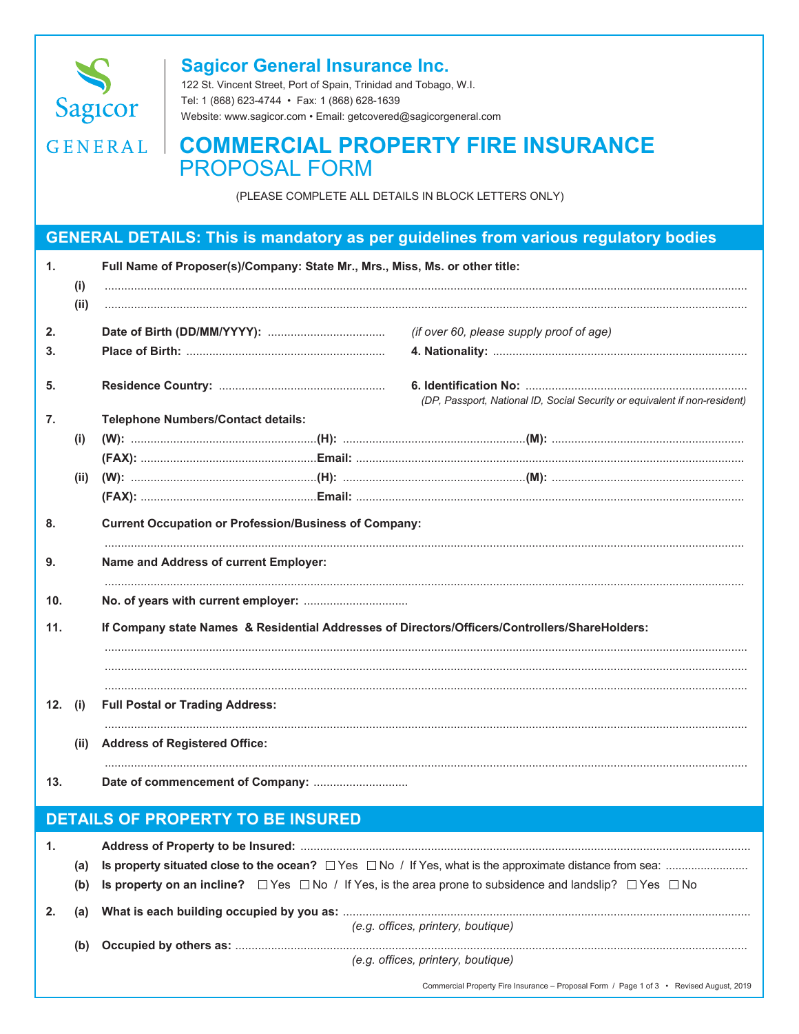**Sagicor General Insurance Inc.**
122 St. Vincent Street, Port of Spain, Trinidad and Tobago, W.I.
Tel: 1 (868) 623-4744 • Fax: 1 (868) 628-1639
Website: www.sagicor.com • Email: getcovered@sagicorgeneral.com

# COMMERCIAL PROPERTY FIRE INSURANCE PROPOSAL FORM

(PLEASE COMPLETE ALL DETAILS IN BLOCK LETTERS ONLY)

## GENERAL DETAILS: This is mandatory as per guidelines from various regulatory bodies

1. **Full Name of Proposer(s)/Company: State Mr., Mrs., Miss, Ms. or other title:**
   (i) ..............................................................................................
   (ii) ..............................................................................................

2. **Date of Birth (DD/MM/YYYY):** .................................... *(if over 60, please supply proof of age)*

3. **Place of Birth:** ....................................................

4. **Nationality:** ....................................................

5. **Residence Country:** ....................................................

6. **Identification No:** ....................................................
   *(DP, Passport, National ID, Social Security or equivalent if non-resident)*

7. **Telephone Numbers/Contact details:**
   (i) **(W):** ................ **(H):** ................ **(M):** ................
   **(FAX):** ................ **Email:** ................
   (ii) **(W):** ................ **(H):** ................ **(M):** ................
   **(FAX):** ................ **Email:** ................

8. **Current Occupation or Profession/Business of Company:**
   ..............................................................................................

9. **Name and Address of current Employer:**
   ..............................................................................................

10. **No. of years with current employer:** ................................

11. **If Company state Names & Residential Addresses of Directors/Officers/Controllers/ShareHolders:**
    ..............................................................................................
    ..............................................................................................
    ..............................................................................................

12. (i) **Full Postal or Trading Address:**
    ..............................................................................................
    (ii) **Address of Registered Office:**
    ..............................................................................................

13. **Date of commencement of Company:** .............................

## DETAILS OF PROPERTY TO BE INSURED

1. **Address of Property to be Insured:** ..............................................................................................
   (a) **Is property situated close to the ocean?** ☐ Yes ☐ No / If Yes, what is the approximate distance from sea: .........................
   (b) **Is property on an incline?** ☐ Yes ☐ No / If Yes, is the area prone to subsidence and landslip? ☐ Yes ☐ No

2. (a) **What is each building occupied by you as:** ..............................................................................................
   *(e.g. offices, printery, boutique)*
   (b) **Occupied by others as:** ..............................................................................................
   *(e.g. offices, printery, boutique)*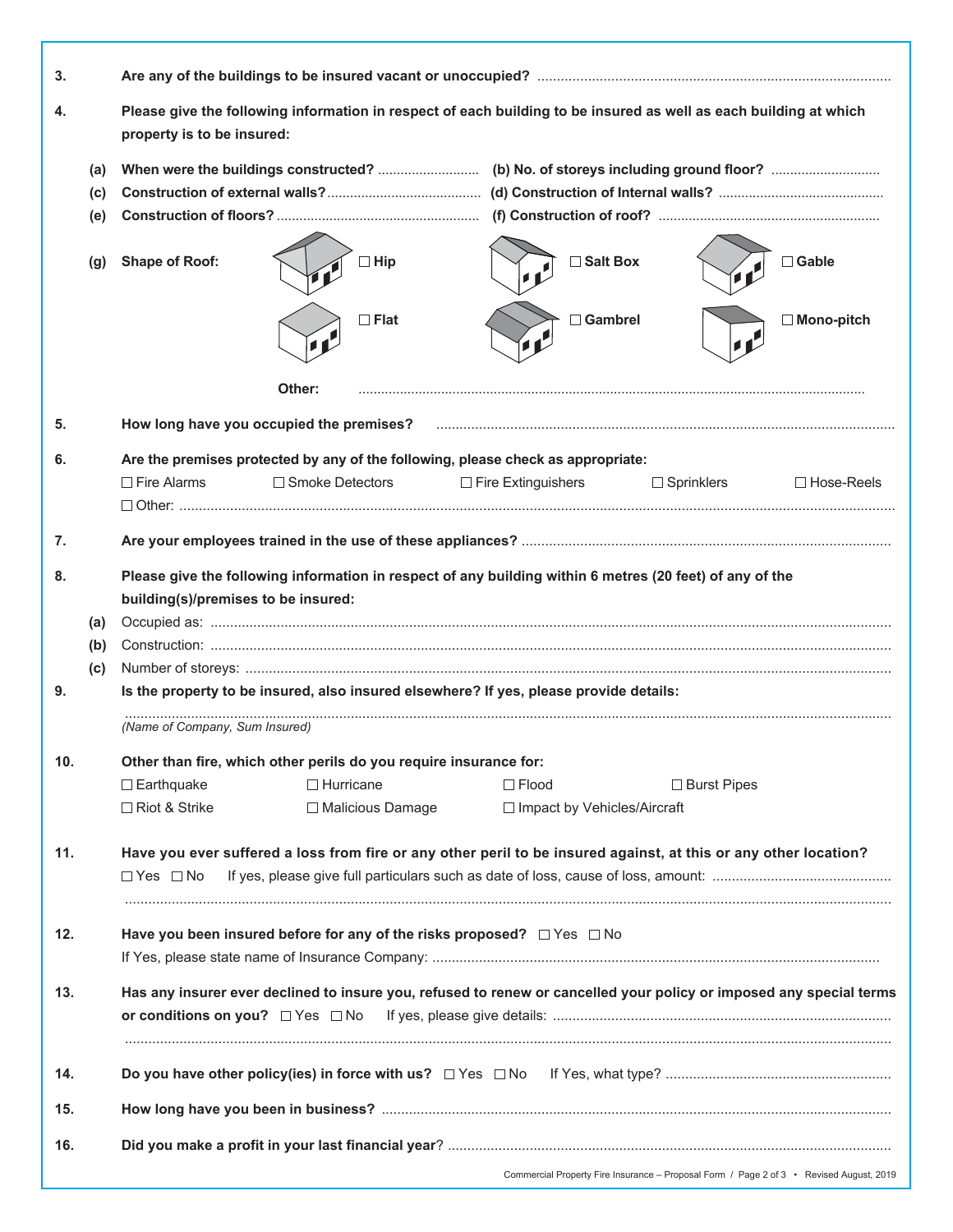3. **Are any of the buildings to be insured vacant or unoccupied?** ..........

4. **Please give the following information in respect of each building to be insured as well as each building at which property is to be insured:**

   (a) **When were the buildings constructed?** .......... (b) **No. of storeys including ground floor?** ..........

   (c) **Construction of external walls?** .......... (d) **Construction of Internal walls?** ..........

   (e) **Construction of floors?** .......... (f) **Construction of roof?** ..........

   (g) **Shape of Roof:**

   ☐ **Hip** ☐ **Salt Box** ☐ **Gable**

   ☐ **Flat** ☐ **Gambrel** ☐ **Mono-pitch**

   **Other:** ..........

5. **How long have you occupied the premises?** ..........

6. **Are the premises protected by any of the following, please check as appropriate:**

   ☐ Fire Alarms ☐ Smoke Detectors ☐ Fire Extinguishers ☐ Sprinklers ☐ Hose-Reels

   ☐ Other: ..........

7. **Are your employees trained in the use of these appliances?** ..........

8. **Please give the following information in respect of any building within 6 metres (20 feet) of any of the building(s)/premises to be insured:**

   (a) Occupied as: ..........

   (b) Construction: ..........

   (c) Number of storeys: ..........

9. **Is the property to be insured, also insured elsewhere? If yes, please provide details:**

   ..........
   *(Name of Company, Sum Insured)*

10. **Other than fire, which other perils do you require insurance for:**

    ☐ Earthquake ☐ Hurricane ☐ Flood ☐ Burst Pipes

    ☐ Riot & Strike ☐ Malicious Damage ☐ Impact by Vehicles/Aircraft

11. **Have you ever suffered a loss from fire or any other peril to be insured against, at this or any other location?**

    ☐ Yes ☐ No If yes, please give full particulars such as date of loss, cause of loss, amount: ..........

    ..........

12. **Have you been insured before for any of the risks proposed?** ☐ Yes ☐ No

    If Yes, please state name of Insurance Company: ..........

13. **Has any insurer ever declined to insure you, refused to renew or cancelled your policy or imposed any special terms or conditions on you?** ☐ Yes ☐ No If yes, please give details: ..........

    ..........

14. **Do you have other policy(ies) in force with us?** ☐ Yes ☐ No If Yes, what type? ..........

15. **How long have you been in business?** ..........

16. **Did you make a profit in your last financial year**? ..........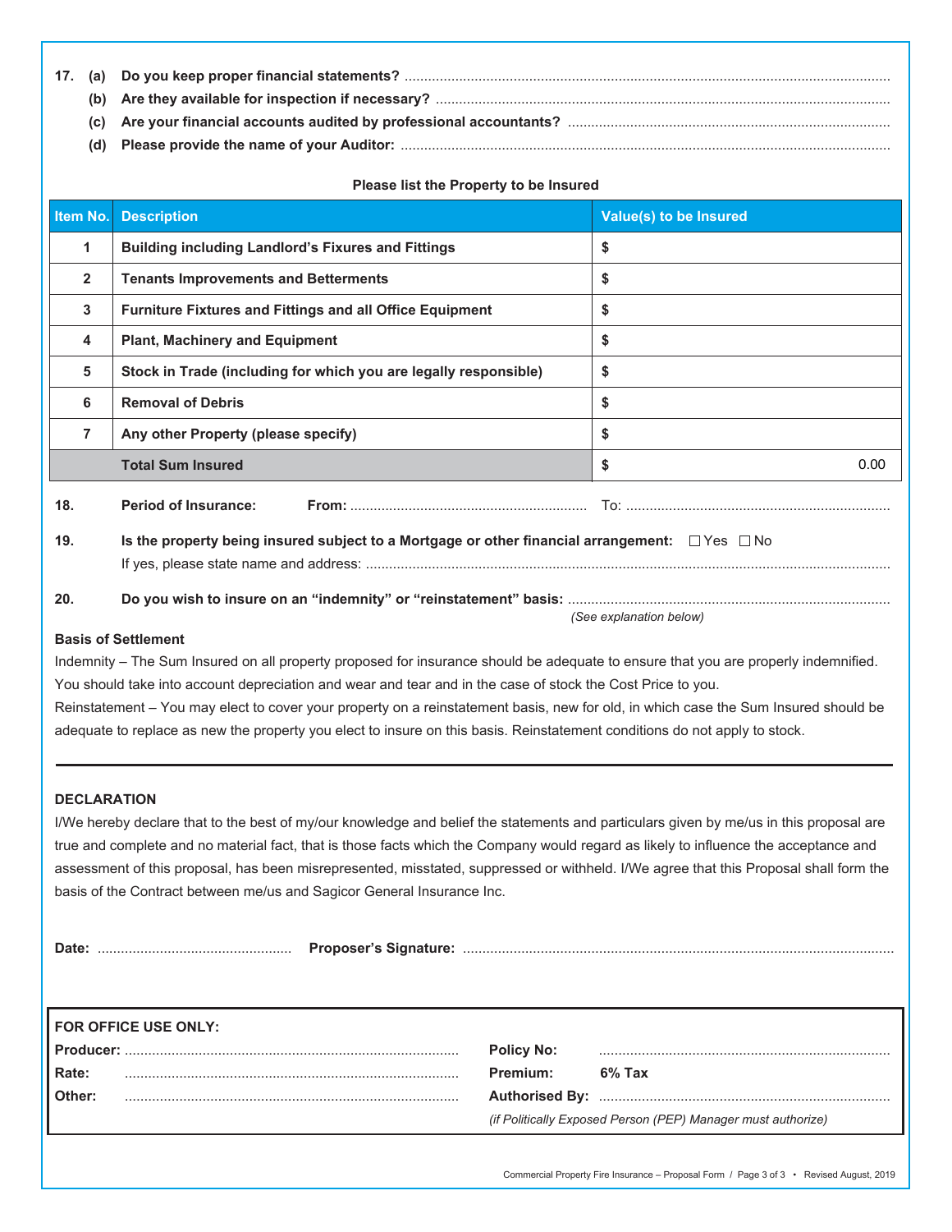17. (a) **Do you keep proper financial statements?** ..............................................................................................................

    (b) **Are they available for inspection if necessary?** ....................................................................................................

    (c) **Are your financial accounts audited by professional accountants?** ..................................................................

    (d) **Please provide the name of your Auditor:** .............................................................................................................

**Please list the Property to be Insured**

| Item No. | Description | Value(s) to be Insured |
|---|---|---|
| 1 | **Building including Landlord's Fixures and Fittings** | $ |
| 2 | **Tenants Improvements and Betterments** | $ |
| 3 | **Furniture Fixtures and Fittings and all Office Equipment** | $ |
| 4 | **Plant, Machinery and Equipment** | $ |
| 5 | **Stock in Trade (including for which you are legally responsible)** | $ |
| 6 | **Removal of Debris** | $ |
| 7 | **Any other Property (please specify)** | $ |
| | **Total Sum Insured** | $ 0.00 |

18. **Period of Insurance:** **From:** ............................................................ To: ...................................................................

19. **Is the property being insured subject to a Mortgage or other financial arrangement:** ☐ Yes ☐ No

    If yes, please state name and address: .....................................................................................................................

20. **Do you wish to insure on an "indemnity" or "reinstatement" basis:** ..................................................................................

    *(See explanation below)*

**Basis of Settlement**

Indemnity – The Sum Insured on all property proposed for insurance should be adequate to ensure that you are properly indemnified. You should take into account depreciation and wear and tear and in the case of stock the Cost Price to you.

Reinstatement – You may elect to cover your property on a reinstatement basis, new for old, in which case the Sum Insured should be adequate to replace as new the property you elect to insure on this basis. Reinstatement conditions do not apply to stock.

---

**DECLARATION**

I/We hereby declare that to the best of my/our knowledge and belief the statements and particulars given by me/us in this proposal are true and complete and no material fact, that is those facts which the Company would regard as likely to influence the acceptance and assessment of this proposal, has been misrepresented, misstated, suppressed or withheld. I/We agree that this Proposal shall form the basis of the Contract between me/us and Sagicor General Insurance Inc.

**Date:** ................................................. **Proposer's Signature:** ..............................................................................................

**FOR OFFICE USE ONLY:**

**Producer:** ..................................................................................... **Policy No:** ..........................................................................

**Rate:** ..................................................................................... **Premium:** **6% Tax**

**Other:** ..................................................................................... **Authorised By:** ..........................................................................

*(if Politically Exposed Person (PEP) Manager must authorize)*